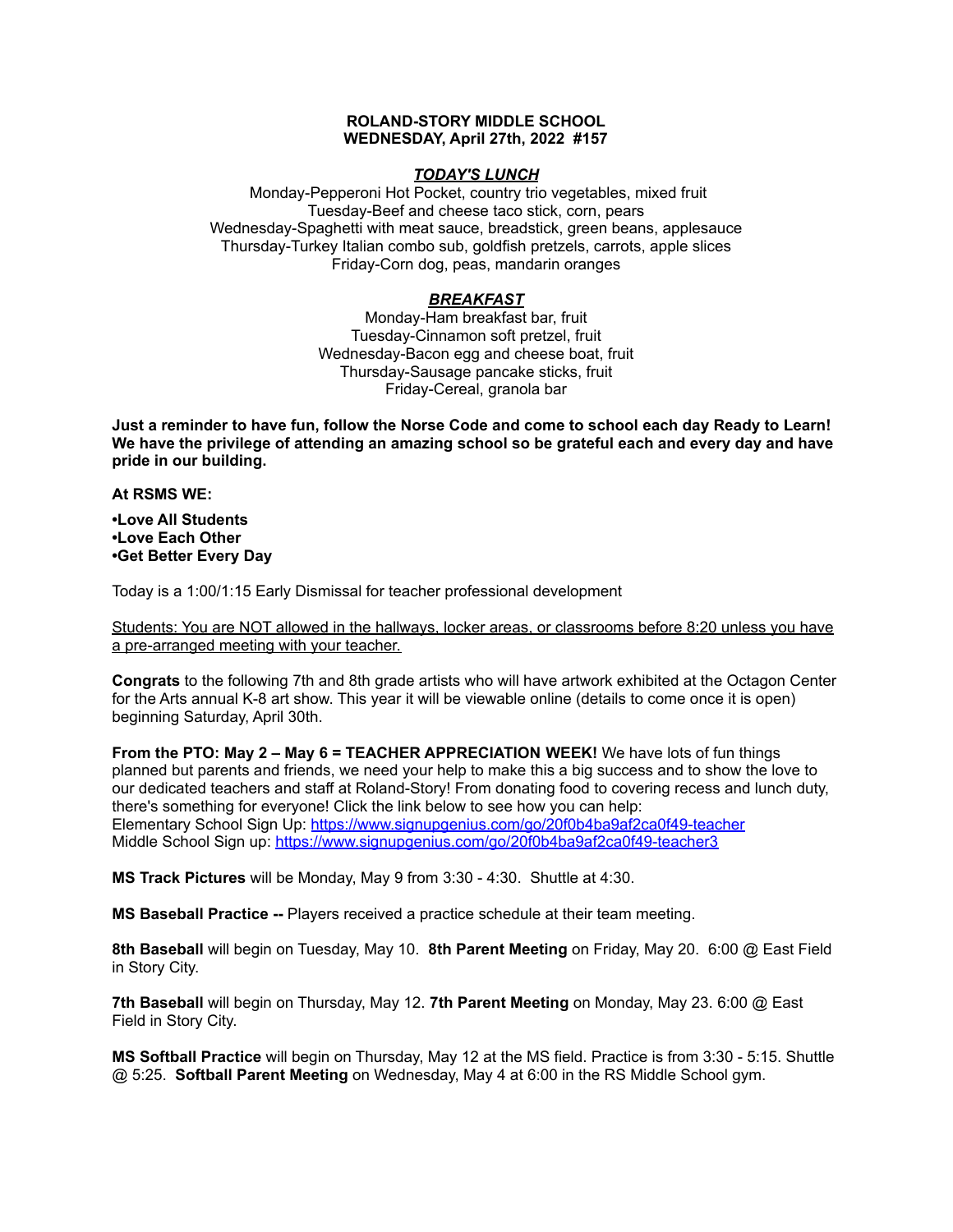**ROLAND-STORY MIDDLE SCHOOL**
**WEDNESDAY, April 27th, 2022 #157**

***TODAY'S LUNCH***

Monday-Pepperoni Hot Pocket, country trio vegetables, mixed fruit
Tuesday-Beef and cheese taco stick, corn, pears
Wednesday-Spaghetti with meat sauce, breadstick, green beans, applesauce
Thursday-Turkey Italian combo sub, goldfish pretzels, carrots, apple slices
Friday-Corn dog, peas, mandarin oranges

***BREAKFAST***

Monday-Ham breakfast bar, fruit
Tuesday-Cinnamon soft pretzel, fruit
Wednesday-Bacon egg and cheese boat, fruit
Thursday-Sausage pancake sticks, fruit
Friday-Cereal, granola bar

**Just a reminder to have fun, follow the Norse Code and come to school each day Ready to Learn! We have the privilege of attending an amazing school so be grateful each and every day and have pride in our building.**

**At RSMS WE:**

**•Love All Students**
**•Love Each Other**
**•Get Better Every Day**

Today is a 1:00/1:15 Early Dismissal for teacher professional development

Students: You are NOT allowed in the hallways, locker areas, or classrooms before 8:20 unless you have a pre-arranged meeting with your teacher.

**Congrats** to the following 7th and 8th grade artists who will have artwork exhibited at the Octagon Center for the Arts annual K-8 art show. This year it will be viewable online (details to come once it is open) beginning Saturday, April 30th.

**From the PTO: May 2 – May 6 = TEACHER APPRECIATION WEEK!** We have lots of fun things planned but parents and friends, we need your help to make this a big success and to show the love to our dedicated teachers and staff at Roland-Story! From donating food to covering recess and lunch duty, there's something for everyone! Click the link below to see how you can help:
Elementary School Sign Up: https://www.signupgenius.com/go/20f0b4ba9af2ca0f49-teacher
Middle School Sign up: https://www.signupgenius.com/go/20f0b4ba9af2ca0f49-teacher3

**MS Track Pictures** will be Monday, May 9 from 3:30 - 4:30. Shuttle at 4:30.

**MS Baseball Practice --** Players received a practice schedule at their team meeting.

**8th Baseball** will begin on Tuesday, May 10. **8th Parent Meeting** on Friday, May 20. 6:00 @ East Field in Story City.

**7th Baseball** will begin on Thursday, May 12. **7th Parent Meeting** on Monday, May 23. 6:00 @ East Field in Story City.

**MS Softball Practice** will begin on Thursday, May 12 at the MS field. Practice is from 3:30 - 5:15. Shuttle @ 5:25. **Softball Parent Meeting** on Wednesday, May 4 at 6:00 in the RS Middle School gym.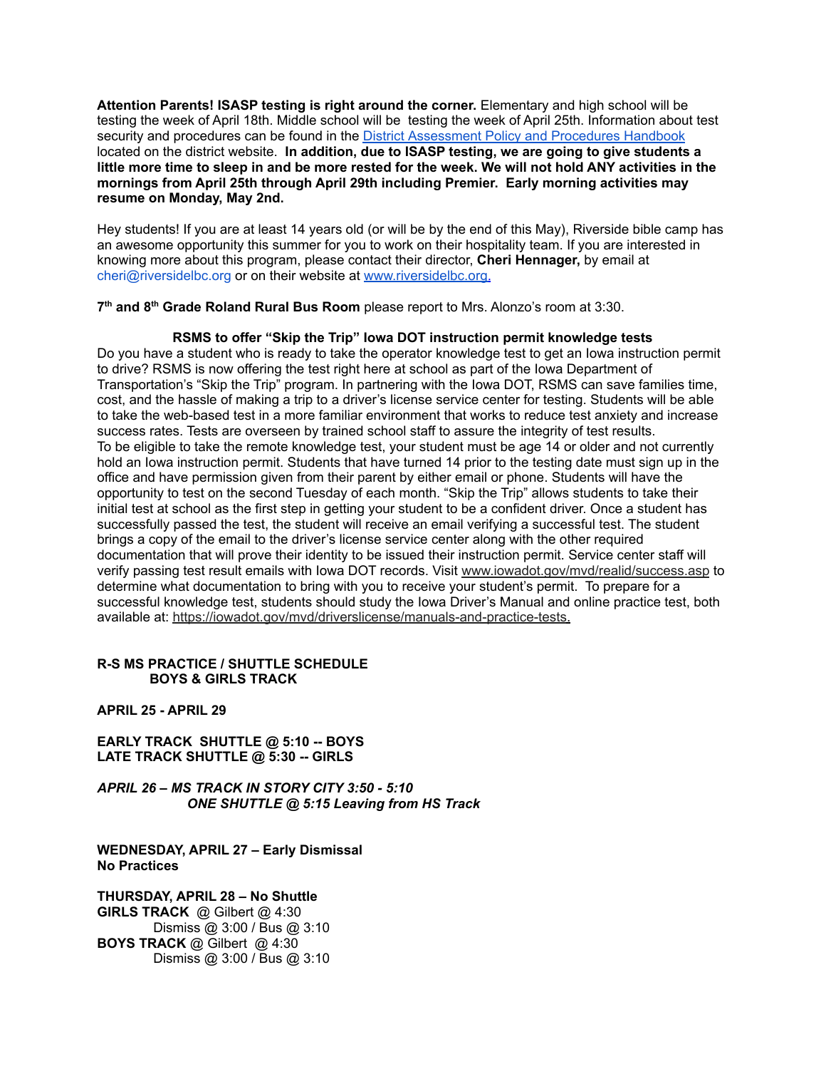**Attention Parents! ISASP testing is right around the corner.** Elementary and high school will be testing the week of April 18th. Middle school will be testing the week of April 25th. Information about test security and procedures can be found in the [District Assessment Policy and Procedures Handbook](#) located on the district website. **In addition, due to ISASP testing, we are going to give students a little more time to sleep in and be more rested for the week. We will not hold ANY activities in the mornings from April 25th through April 29th including Premier. Early morning activities may resume on Monday, May 2nd.**

Hey students! If you are at least 14 years old (or will be by the end of this May), Riverside bible camp has an awesome opportunity this summer for you to work on their hospitality team. If you are interested in knowing more about this program, please contact their director, **Cheri Hennager,** by email at cheri@riversidelbc.org or on their website at www.riversidelbc.org.

**7th and 8th Grade Roland Rural Bus Room** please report to Mrs. Alonzo's room at 3:30.

**RSMS to offer "Skip the Trip" Iowa DOT instruction permit knowledge tests**

Do you have a student who is ready to take the operator knowledge test to get an Iowa instruction permit to drive? RSMS is now offering the test right here at school as part of the Iowa Department of Transportation's "Skip the Trip" program. In partnering with the Iowa DOT, RSMS can save families time, cost, and the hassle of making a trip to a driver's license service center for testing. Students will be able to take the web-based test in a more familiar environment that works to reduce test anxiety and increase success rates. Tests are overseen by trained school staff to assure the integrity of test results.

To be eligible to take the remote knowledge test, your student must be age 14 or older and not currently hold an Iowa instruction permit. Students that have turned 14 prior to the testing date must sign up in the office and have permission given from their parent by either email or phone. Students will have the opportunity to test on the second Tuesday of each month. "Skip the Trip" allows students to take their initial test at school as the first step in getting your student to be a confident driver. Once a student has successfully passed the test, the student will receive an email verifying a successful test. The student brings a copy of the email to the driver's license service center along with the other required documentation that will prove their identity to be issued their instruction permit. Service center staff will verify passing test result emails with Iowa DOT records. Visit www.iowadot.gov/mvd/realid/success.asp to determine what documentation to bring with you to receive your student's permit. To prepare for a successful knowledge test, students should study the Iowa Driver's Manual and online practice test, both available at: https://iowadot.gov/mvd/driverslicense/manuals-and-practice-tests.

**R-S MS PRACTICE / SHUTTLE SCHEDULE**
**BOYS & GIRLS TRACK**

**APRIL 25 - APRIL 29**

**EARLY TRACK SHUTTLE @ 5:10 -- BOYS**
**LATE TRACK SHUTTLE @ 5:30 -- GIRLS**

***APRIL 26 – MS TRACK IN STORY CITY 3:50 - 5:10***
***ONE SHUTTLE @ 5:15 Leaving from HS Track***

**WEDNESDAY, APRIL 27 – Early Dismissal**
**No Practices**

**THURSDAY, APRIL 28 – No Shuttle**
**GIRLS TRACK** @ Gilbert @ 4:30
Dismiss @ 3:00 / Bus @ 3:10
**BOYS TRACK** @ Gilbert @ 4:30
Dismiss @ 3:00 / Bus @ 3:10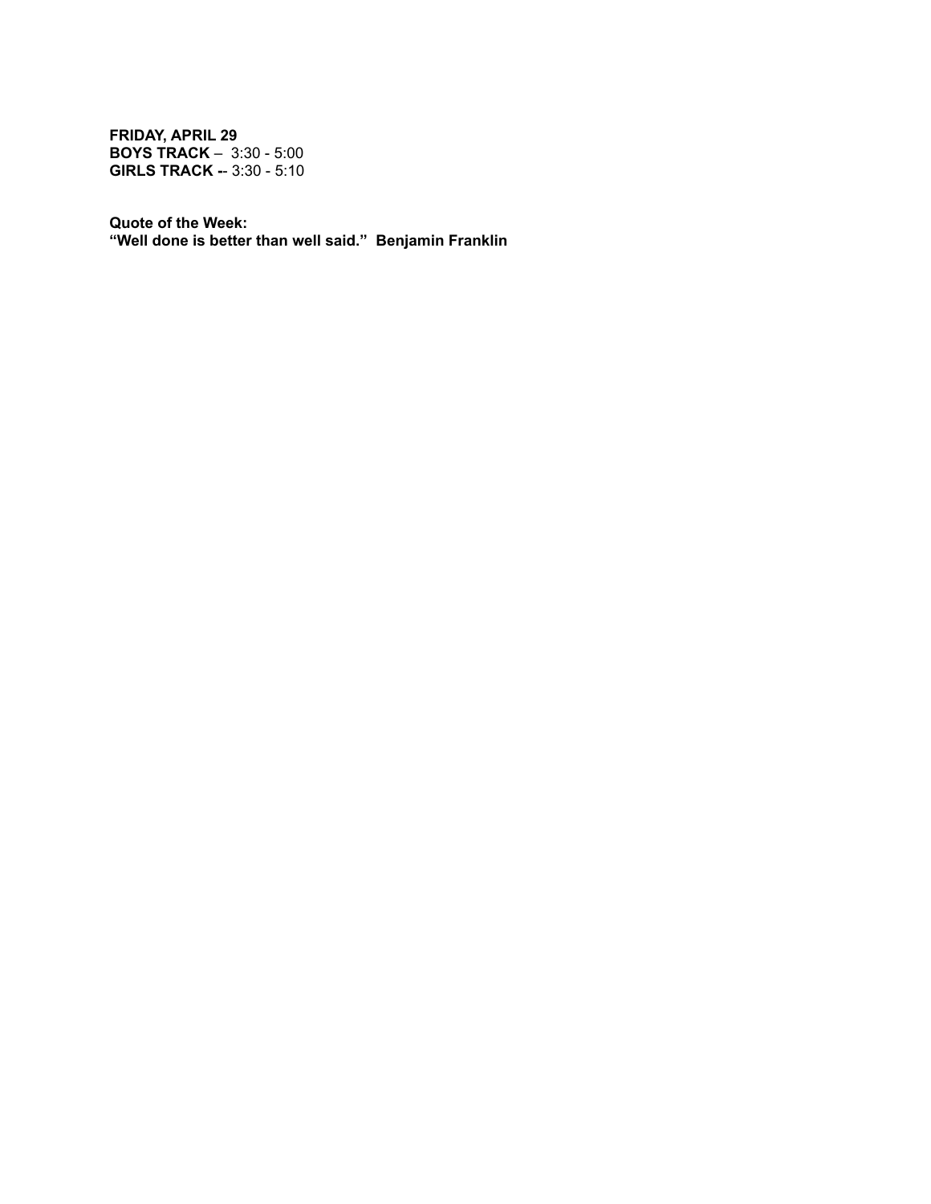**FRIDAY, APRIL 29**
**BOYS TRACK** –  3:30 - 5:00
**GIRLS TRACK --** 3:30 - 5:10

**Quote of the Week:**
**"Well done is better than well said."  Benjamin Franklin**